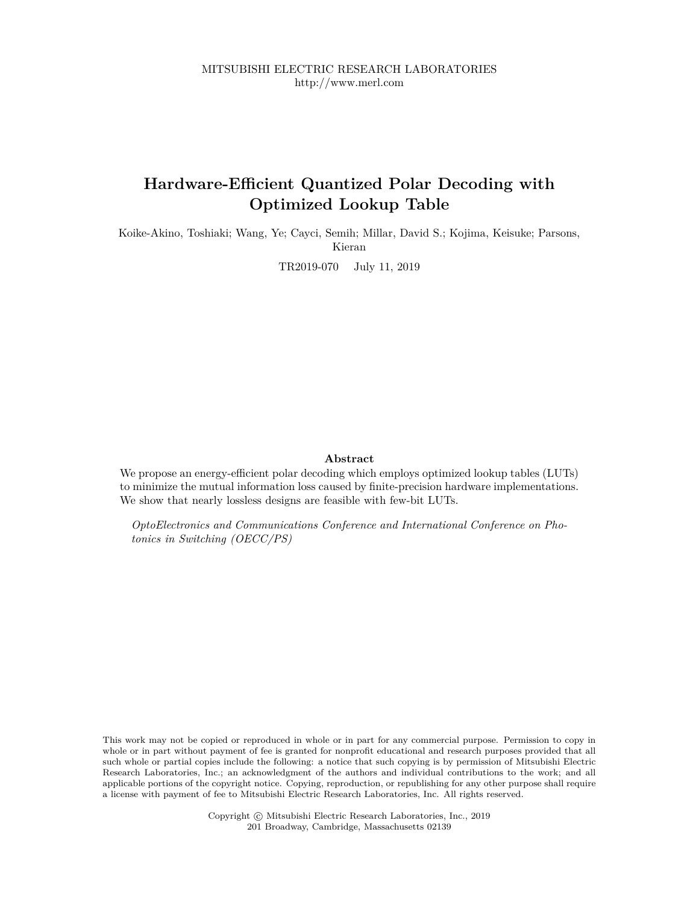MITSUBISHI ELECTRIC RESEARCH LABORATORIES
http://www.merl.com

# Hardware-Efficient Quantized Polar Decoding with Optimized Lookup Table

Koike-Akino, Toshiaki; Wang, Ye; Cayci, Semih; Millar, David S.; Kojima, Keisuke; Parsons, Kieran

TR2019-070 July 11, 2019

### Abstract

We propose an energy-efficient polar decoding which employs optimized lookup tables (LUTs) to minimize the mutual information loss caused by finite-precision hardware implementations. We show that nearly lossless designs are feasible with few-bit LUTs.

*OptoElectronics and Communications Conference and International Conference on Photonics in Switching (OECC/PS)*

This work may not be copied or reproduced in whole or in part for any commercial purpose. Permission to copy in whole or in part without payment of fee is granted for nonprofit educational and research purposes provided that all such whole or partial copies include the following: a notice that such copying is by permission of Mitsubishi Electric Research Laboratories, Inc.; an acknowledgment of the authors and individual contributions to the work; and all applicable portions of the copyright notice. Copying, reproduction, or republishing for any other purpose shall require a license with payment of fee to Mitsubishi Electric Research Laboratories, Inc. All rights reserved.

Copyright © Mitsubishi Electric Research Laboratories, Inc., 2019
201 Broadway, Cambridge, Massachusetts 02139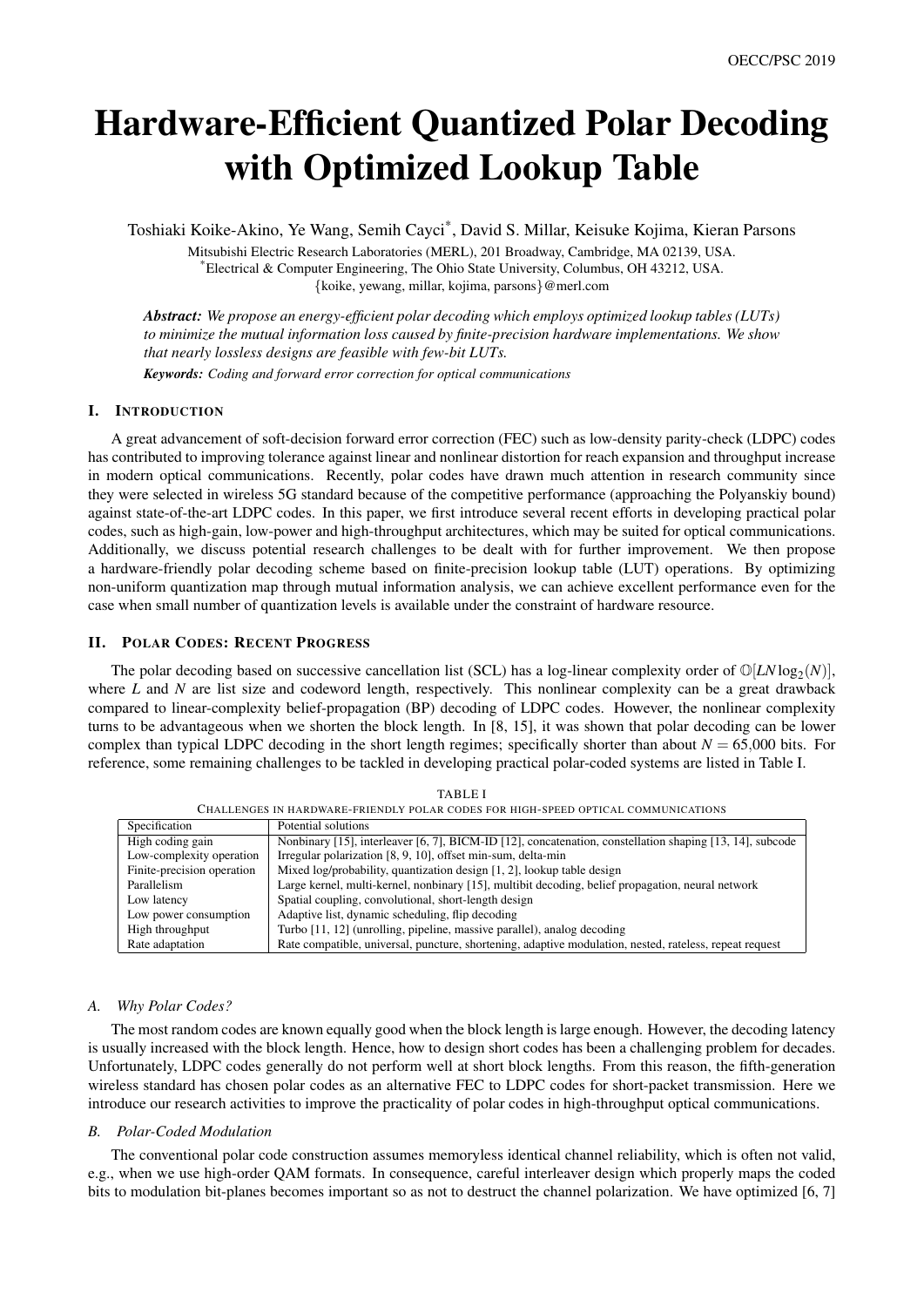// Header "OECC/PSC 2019" omitted as running header.

# Hardware-Efficient Quantized Polar Decoding with Optimized Lookup Table

Toshiaki Koike-Akino, Ye Wang, Semih Cayci[*], David S. Millar, Keisuke Kojima, Kieran Parsons

Mitsubishi Electric Research Laboratories (MERL), 201 Broadway, Cambridge, MA 02139, USA.
[*]Electrical & Computer Engineering, The Ohio State University, Columbus, OH 43212, USA.
{koike, yewang, millar, kojima, parsons}@merl.com

***Abstract:*** *We propose an energy-efficient polar decoding which employs optimized lookup tables (LUTs) to minimize the mutual information loss caused by finite-precision hardware implementations. We show that nearly lossless designs are feasible with few-bit LUTs.*

***Keywords:*** *Coding and forward error correction for optical communications*

## I. Introduction

A great advancement of soft-decision forward error correction (FEC) such as low-density parity-check (LDPC) codes has contributed to improving tolerance against linear and nonlinear distortion for reach expansion and throughput increase in modern optical communications. Recently, polar codes have drawn much attention in research community since they were selected in wireless 5G standard because of the competitive performance (approaching the Polyanskiy bound) against state-of-the-art LDPC codes. In this paper, we first introduce several recent efforts in developing practical polar codes, such as high-gain, low-power and high-throughput architectures, which may be suited for optical communications. Additionally, we discuss potential research challenges to be dealt with for further improvement. We then propose a hardware-friendly polar decoding scheme based on finite-precision lookup table (LUT) operations. By optimizing non-uniform quantization map through mutual information analysis, we can achieve excellent performance even for the case when small number of quantization levels is available under the constraint of hardware resource.

## II. Polar Codes: Recent Progress

The polar decoding based on successive cancellation list (SCL) has a log-linear complexity order of $\mathbb{O}[LN\log_2(N)]$, where $L$ and $N$ are list size and codeword length, respectively. This nonlinear complexity can be a great drawback compared to linear-complexity belief-propagation (BP) decoding of LDPC codes. However, the nonlinear complexity turns to be advantageous when we shorten the block length. In [8, 15], it was shown that polar decoding can be lower complex than typical LDPC decoding in the short length regimes; specifically shorter than about $N = 65{,}000$ bits. For reference, some remaining challenges to be tackled in developing practical polar-coded systems are listed in Table I.

TABLE I
CHALLENGES IN HARDWARE-FRIENDLY POLAR CODES FOR HIGH-SPEED OPTICAL COMMUNICATIONS

| Specification | Potential solutions |
|---|---|
| High coding gain | Nonbinary [15], interleaver [6, 7], BICM-ID [12], concatenation, constellation shaping [13, 14], subcode |
| Low-complexity operation | Irregular polarization [8, 9, 10], offset min-sum, delta-min |
| Finite-precision operation | Mixed log/probability, quantization design [1, 2], lookup table design |
| Parallelism | Large kernel, multi-kernel, nonbinary [15], multibit decoding, belief propagation, neural network |
| Low latency | Spatial coupling, convolutional, short-length design |
| Low power consumption | Adaptive list, dynamic scheduling, flip decoding |
| High throughput | Turbo [11, 12] (unrolling, pipeline, massive parallel), analog decoding |
| Rate adaptation | Rate compatible, universal, puncture, shortening, adaptive modulation, nested, rateless, repeat request |

### A. Why Polar Codes?

The most random codes are known equally good when the block length is large enough. However, the decoding latency is usually increased with the block length. Hence, how to design short codes has been a challenging problem for decades. Unfortunately, LDPC codes generally do not perform well at short block lengths. From this reason, the fifth-generation wireless standard has chosen polar codes as an alternative FEC to LDPC codes for short-packet transmission. Here we introduce our research activities to improve the practicality of polar codes in high-throughput optical communications.

### B. Polar-Coded Modulation

The conventional polar code construction assumes memoryless identical channel reliability, which is often not valid, e.g., when we use high-order QAM formats. In consequence, careful interleaver design which properly maps the coded bits to modulation bit-planes becomes important so as not to destruct the channel polarization. We have optimized [6, 7]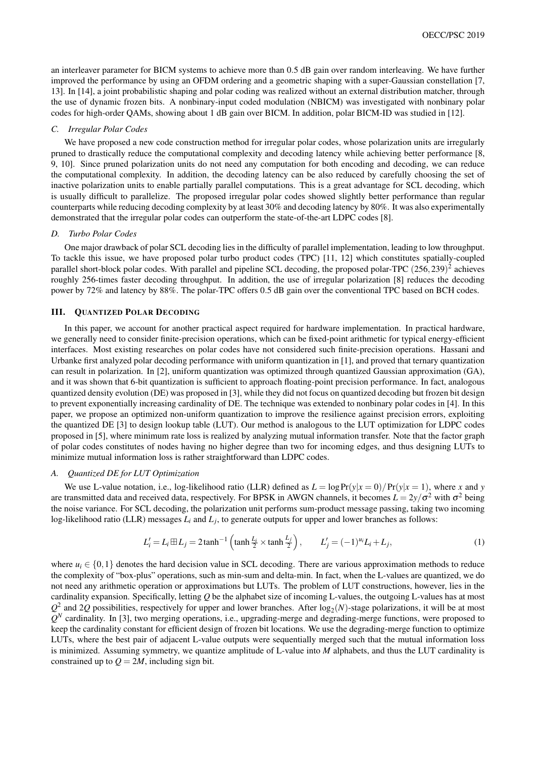an interleaver parameter for BICM systems to achieve more than 0.5 dB gain over random interleaving. We have further improved the performance by using an OFDM ordering and a geometric shaping with a super-Gaussian constellation [7, 13]. In [14], a joint probabilistic shaping and polar coding was realized without an external distribution matcher, through the use of dynamic frozen bits. A nonbinary-input coded modulation (NBICM) was investigated with nonbinary polar codes for high-order QAMs, showing about 1 dB gain over BICM. In addition, polar BICM-ID was studied in [12].

### *C. Irregular Polar Codes*

We have proposed a new code construction method for irregular polar codes, whose polarization units are irregularly pruned to drastically reduce the computational complexity and decoding latency while achieving better performance [8, 9, 10]. Since pruned polarization units do not need any computation for both encoding and decoding, we can reduce the computational complexity. In addition, the decoding latency can be also reduced by carefully choosing the set of inactive polarization units to enable partially parallel computations. This is a great advantage for SCL decoding, which is usually difficult to parallelize. The proposed irregular polar codes showed slightly better performance than regular counterparts while reducing decoding complexity by at least 30% and decoding latency by 80%. It was also experimentally demonstrated that the irregular polar codes can outperform the state-of-the-art LDPC codes [8].

### *D. Turbo Polar Codes*

One major drawback of polar SCL decoding lies in the difficulty of parallel implementation, leading to low throughput. To tackle this issue, we have proposed polar turbo product codes (TPC) [11, 12] which constitutes spatially-coupled parallel short-block polar codes. With parallel and pipeline SCL decoding, the proposed polar-TPC $(256,239)^2$ achieves roughly 256-times faster decoding throughput. In addition, the use of irregular polarization [8] reduces the decoding power by 72% and latency by 88%. The polar-TPC offers 0.5 dB gain over the conventional TPC based on BCH codes.

## III. QUANTIZED POLAR DECODING

In this paper, we account for another practical aspect required for hardware implementation. In practical hardware, we generally need to consider finite-precision operations, which can be fixed-point arithmetic for typical energy-efficient interfaces. Most existing researches on polar codes have not considered such finite-precision operations. Hassani and Urbanke first analyzed polar decoding performance with uniform quantization in [1], and proved that ternary quantization can result in polarization. In [2], uniform quantization was optimized through quantized Gaussian approximation (GA), and it was shown that 6-bit quantization is sufficient to approach floating-point precision performance. In fact, analogous quantized density evolution (DE) was proposed in [3], while they did not focus on quantized decoding but frozen bit design to prevent exponentially increasing cardinality of DE. The technique was extended to nonbinary polar codes in [4]. In this paper, we propose an optimized non-uniform quantization to improve the resilience against precision errors, exploiting the quantized DE [3] to design lookup table (LUT). Our method is analogous to the LUT optimization for LDPC codes proposed in [5], where minimum rate loss is realized by analyzing mutual information transfer. Note that the factor graph of polar codes constitutes of nodes having no higher degree than two for incoming edges, and thus designing LUTs to minimize mutual information loss is rather straightforward than LDPC codes.

### *A. Quantized DE for LUT Optimization*

We use L-value notation, i.e., log-likelihood ratio (LLR) defined as $L = \log \Pr(y|x=0)/\Pr(y|x=1)$, where $x$ and $y$ are transmitted data and received data, respectively. For BPSK in AWGN channels, it becomes $L = 2y/\sigma^2$ with $\sigma^2$ being the noise variance. For SCL decoding, the polarization unit performs sum-product message passing, taking two incoming log-likelihood ratio (LLR) messages $L_i$ and $L_j$, to generate outputs for upper and lower branches as follows:

$$L'_i = L_i \boxplus L_j = 2\tanh^{-1}\left(\tanh\tfrac{L_i}{2} \times \tanh\tfrac{L_j}{2}\right), \qquad L'_j = (-1)^{u_i} L_i + L_j, \tag{1}$$

where $u_i \in \{0,1\}$ denotes the hard decision value in SCL decoding. There are various approximation methods to reduce the complexity of "box-plus" operations, such as min-sum and delta-min. In fact, when the L-values are quantized, we do not need any arithmetic operation or approximations but LUTs. The problem of LUT constructions, however, lies in the cardinality expansion. Specifically, letting $Q$ be the alphabet size of incoming L-values, the outgoing L-values has at most $Q^2$ and $2Q$ possibilities, respectively for upper and lower branches. After $\log_2(N)$-stage polarizations, it will be at most $Q^N$ cardinality. In [3], two merging operations, i.e., upgrading-merge and degrading-merge functions, were proposed to keep the cardinality constant for efficient design of frozen bit locations. We use the degrading-merge function to optimize LUTs, where the best pair of adjacent L-value outputs were sequentially merged such that the mutual information loss is minimized. Assuming symmetry, we quantize amplitude of L-value into $M$ alphabets, and thus the LUT cardinality is constrained up to $Q = 2M$, including sign bit.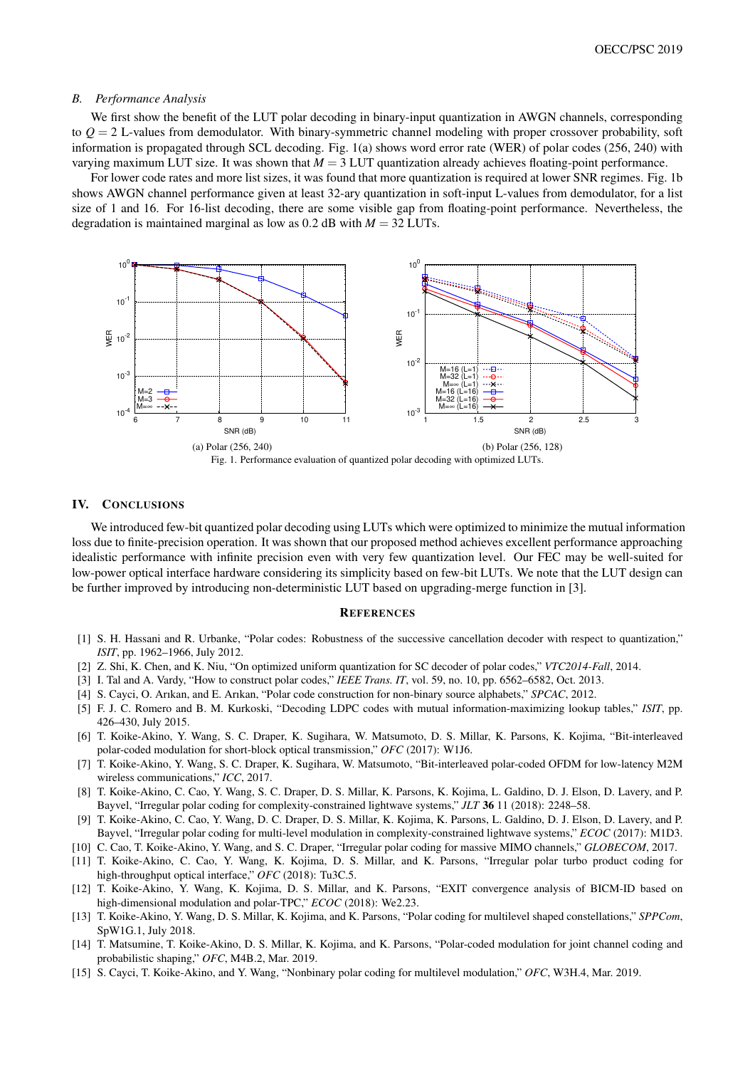### B. Performance Analysis

We first show the benefit of the LUT polar decoding in binary-input quantization in AWGN channels, corresponding to $Q = 2$ L-values from demodulator. With binary-symmetric channel modeling with proper crossover probability, soft information is propagated through SCL decoding. Fig. 1(a) shows word error rate (WER) of polar codes (256, 240) with varying maximum LUT size. It was shown that $M = 3$ LUT quantization already achieves floating-point performance.

For lower code rates and more list sizes, it was found that more quantization is required at lower SNR regimes. Fig. 1b shows AWGN channel performance given at least 32-ary quantization in soft-input L-values from demodulator, for a list size of 1 and 16. For 16-list decoding, there are some visible gap from floating-point performance. Nevertheless, the degradation is maintained marginal as low as 0.2 dB with $M = 32$ LUTs.

WER
SNR (dB)
M=2
M=3
M=∞

(a) Polar (256, 240)

WER
SNR (dB)
M=16 (L=1)
M=32 (L=1)
M=∞ (L=1)
M=16 (L=16)
M=32 (L=16)
M=∞ (L=16)

(b) Polar (256, 128)

Fig. 1. Performance evaluation of quantized polar decoding with optimized LUTs.

## IV. Conclusions

We introduced few-bit quantized polar decoding using LUTs which were optimized to minimize the mutual information loss due to finite-precision operation. It was shown that our proposed method achieves excellent performance approaching idealistic performance with infinite precision even with very few quantization level. Our FEC may be well-suited for low-power optical interface hardware considering its simplicity based on few-bit LUTs. We note that the LUT design can be further improved by introducing non-deterministic LUT based on upgrading-merge function in [3].

## References

[1] S. H. Hassani and R. Urbanke, "Polar codes: Robustness of the successive cancellation decoder with respect to quantization," *ISIT*, pp. 1962–1966, July 2012.

[2] Z. Shi, K. Chen, and K. Niu, "On optimized uniform quantization for SC decoder of polar codes," *VTC2014-Fall*, 2014.

[3] I. Tal and A. Vardy, "How to construct polar codes," *IEEE Trans. IT*, vol. 59, no. 10, pp. 6562–6582, Oct. 2013.

[4] S. Cayci, O. Arıkan, and E. Arıkan, "Polar code construction for non-binary source alphabets," *SPCAC*, 2012.

[5] F. J. C. Romero and B. M. Kurkoski, "Decoding LDPC codes with mutual information-maximizing lookup tables," *ISIT*, pp. 426–430, July 2015.

[6] T. Koike-Akino, Y. Wang, S. C. Draper, K. Sugihara, W. Matsumoto, D. S. Millar, K. Parsons, K. Kojima, "Bit-interleaved polar-coded modulation for short-block optical transmission," *OFC* (2017): W1J6.

[7] T. Koike-Akino, Y. Wang, S. C. Draper, K. Sugihara, W. Matsumoto, "Bit-interleaved polar-coded OFDM for low-latency M2M wireless communications," *ICC*, 2017.

[8] T. Koike-Akino, C. Cao, Y. Wang, S. C. Draper, D. S. Millar, K. Parsons, K. Kojima, L. Galdino, D. J. Elson, D. Lavery, and P. Bayvel, "Irregular polar coding for complexity-constrained lightwave systems," *JLT* **36** 11 (2018): 2248–58.

[9] T. Koike-Akino, C. Cao, Y. Wang, D. C. Draper, D. S. Millar, K. Kojima, K. Parsons, L. Galdino, D. J. Elson, D. Lavery, and P. Bayvel, "Irregular polar coding for multi-level modulation in complexity-constrained lightwave systems," *ECOC* (2017): M1D3.

[10] C. Cao, T. Koike-Akino, Y. Wang, and S. C. Draper, "Irregular polar coding for massive MIMO channels," *GLOBECOM*, 2017.

[11] T. Koike-Akino, C. Cao, Y. Wang, K. Kojima, D. S. Millar, and K. Parsons, "Irregular polar turbo product coding for high-throughput optical interface," *OFC* (2018): Tu3C.5.

[12] T. Koike-Akino, Y. Wang, K. Kojima, D. S. Millar, and K. Parsons, "EXIT convergence analysis of BICM-ID based on high-dimensional modulation and polar-TPC," *ECOC* (2018): We2.23.

[13] T. Koike-Akino, Y. Wang, D. S. Millar, K. Kojima, and K. Parsons, "Polar coding for multilevel shaped constellations," *SPPCom*, SpW1G.1, July 2018.

[14] T. Matsumine, T. Koike-Akino, D. S. Millar, K. Kojima, and K. Parsons, "Polar-coded modulation for joint channel coding and probabilistic shaping," *OFC*, M4B.2, Mar. 2019.

[15] S. Cayci, T. Koike-Akino, and Y. Wang, "Nonbinary polar coding for multilevel modulation," *OFC*, W3H.4, Mar. 2019.